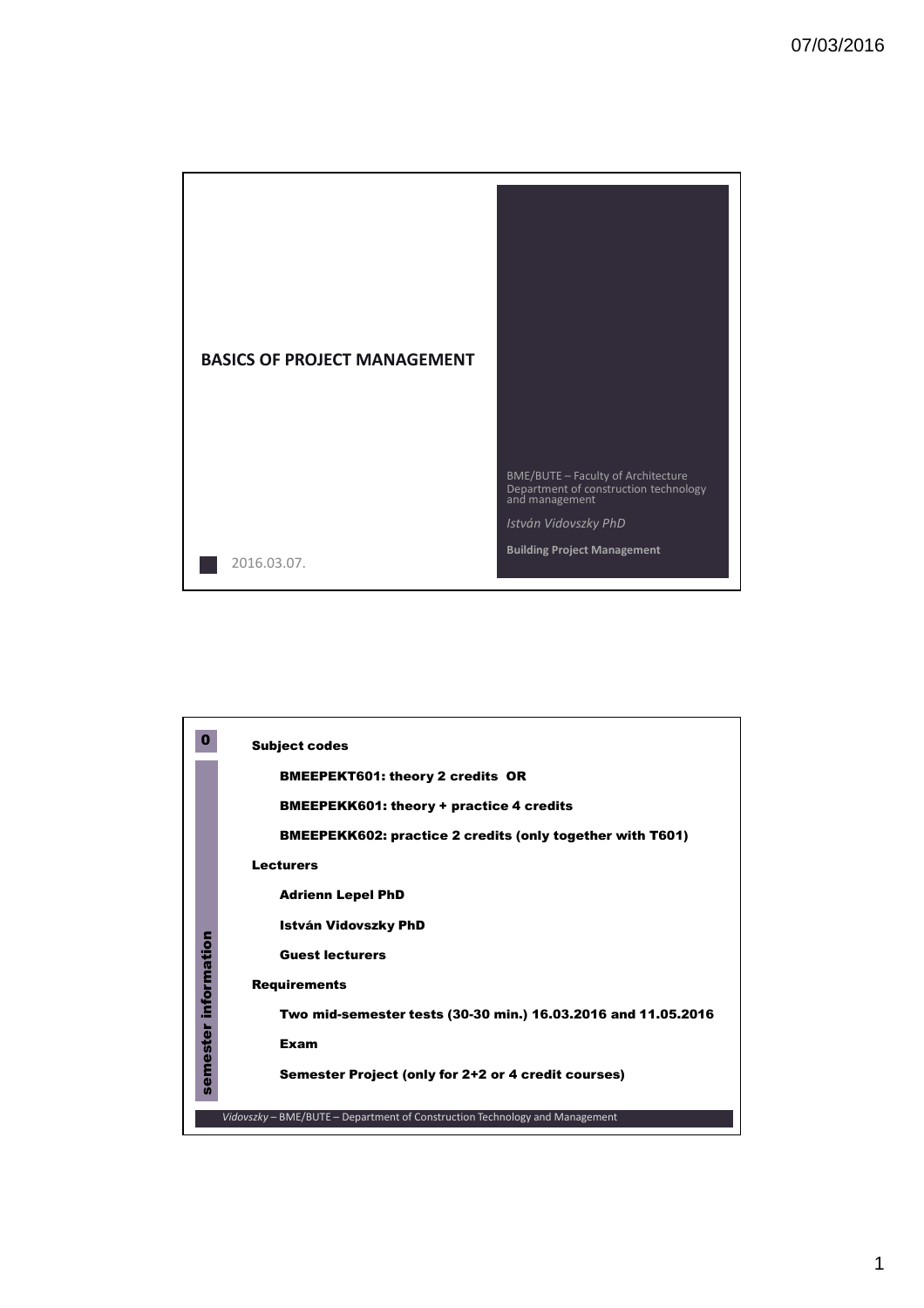# BASICS OF PROJECT MANAGEMENT

BME/BUTE – Faculty of Architecture
Department of construction technology and management

*István Vidovszky PhD*

**Building Project Management**

2016.03.07.

---

0

**semester information**

**Subject codes**

- **BMEEPEKT601: theory 2 credits OR**
- **BMEEPEKK601: theory + practice 4 credits**
- **BMEEPEKK602: practice 2 credits (only together with T601)**

**Lecturers**

- **Adrienn Lepel PhD**
- **István Vidovszky PhD**
- **Guest lecturers**

**Requirements**

- **Two mid-semester tests (30-30 min.) 16.03.2016 and 11.05.2016**
- **Exam**
- **Semester Project (only for 2+2 or 4 credit courses)**

*Vidovszky* – BME/BUTE – Department of Construction Technology and Management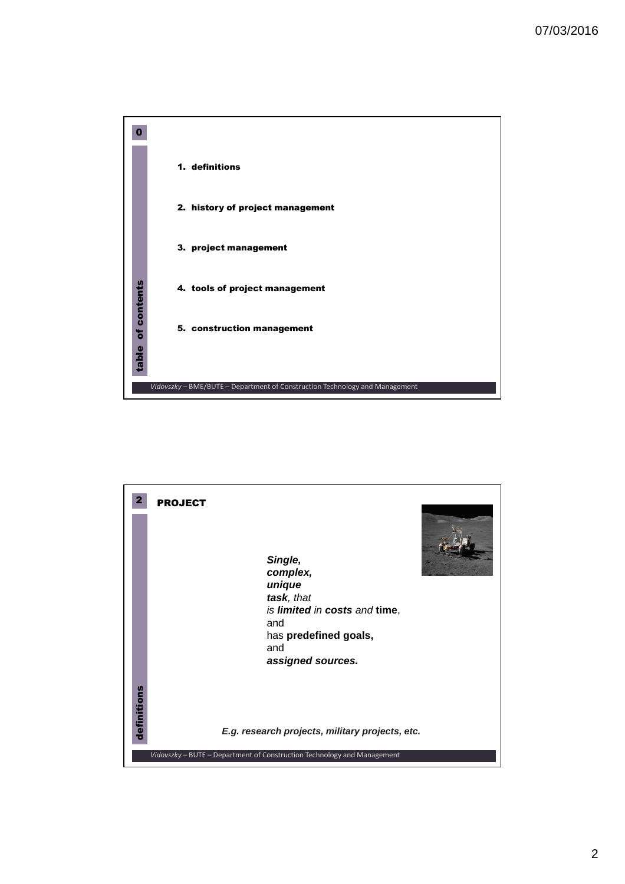**0**

**table of contents**

1. **definitions**
2. **history of project management**
3. **project management**
4. **tools of project management**
5. **construction management**

*Vidovszky* – BME/BUTE – Department of Construction Technology and Management

**2**

## PROJECT

**definitions**

***Single,***
***complex,***
***unique***
***task****, that*
*is* ***limited*** *in* ***costs*** *and* **time**,
and
has **predefined goals,**
and
***assigned sources.***

***E.g. research projects, military projects, etc.***

*Vidovszky* – BUTE – Department of Construction Technology and Management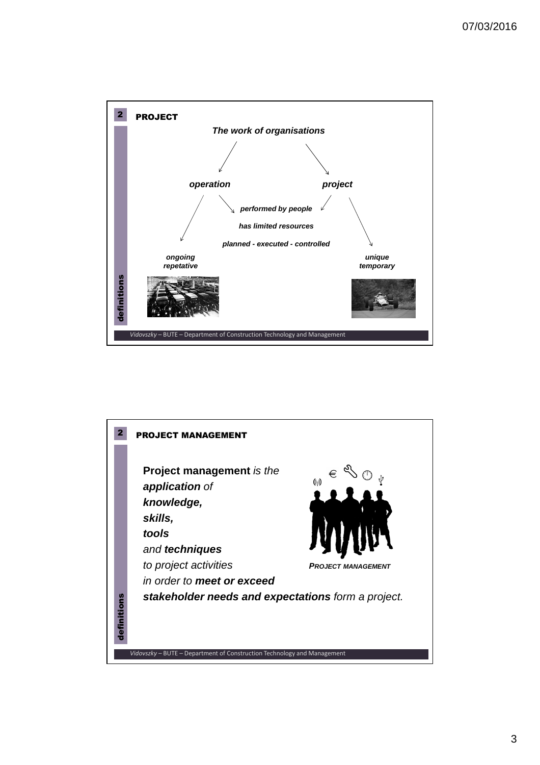## PROJECT

***The work of organisations***

***operation*** | ***project***

***performed by people***

***has limited resources***

***planned - executed - controlled***

***ongoing***
***repetative***

***unique***
***temporary***

definitions

*Vidovszky* – BUTE – Department of Construction Technology and Management

## PROJECT MANAGEMENT

**Project management** *is the* ***application*** *of* ***knowledge, skills, tools*** *and* ***techniques*** *to project activities in order to* ***meet or exceed stakeholder needs and expectations*** *form a project.*

***PROJECT MANAGEMENT***

definitions

*Vidovszky* – BUTE – Department of Construction Technology and Management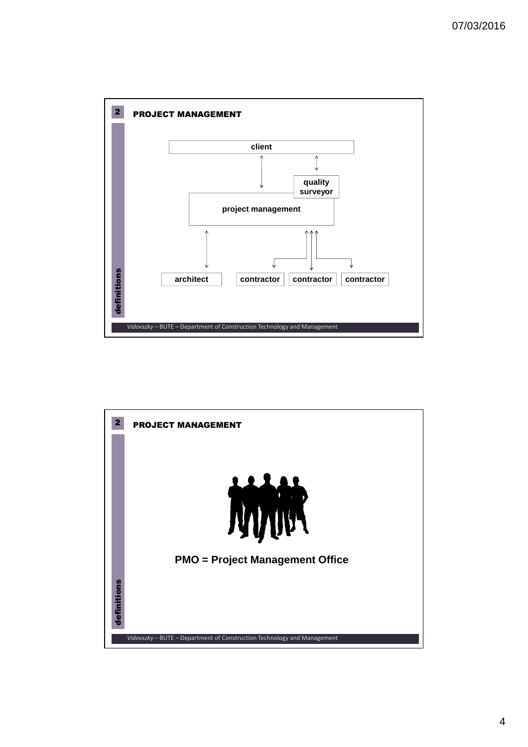## PROJECT MANAGEMENT

client

quality surveyor

project management

architect | contractor | contractor | contractor

definitions

*Vidovszky* – BUTE – Department of Construction Technology and Management

## PROJECT MANAGEMENT

**PMO = Project Management Office**

definitions

*Vidovszky* – BUTE – Department of Construction Technology and Management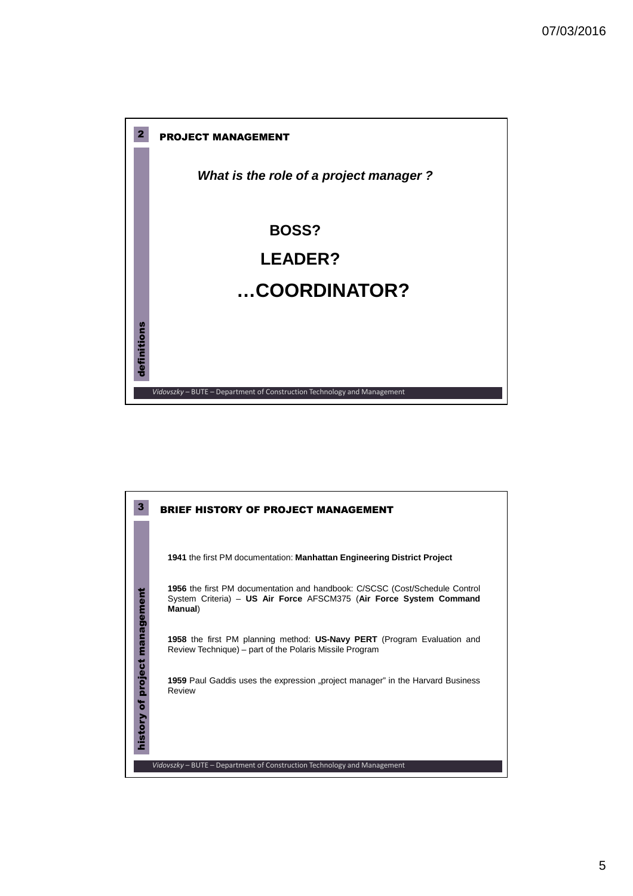## PROJECT MANAGEMENT

*definitions*

***What is the role of a project manager ?***

**BOSS?**

**LEADER?**

**…COORDINATOR?**

*Vidovszky* – BUTE – Department of Construction Technology and Management

## BRIEF HISTORY OF PROJECT MANAGEMENT

*history of project management*

**1941** the first PM documentation: **Manhattan Engineering District Project**

**1956** the first PM documentation and handbook: C/SCSC (Cost/Schedule Control System Criteria) – **US Air Force** AFSCM375 (**Air Force System Command Manual**)

**1958** the first PM planning method: **US-Navy PERT** (Program Evaluation and Review Technique) – part of the Polaris Missile Program

**1959** Paul Gaddis uses the expression „project manager" in the Harvard Business Review

*Vidovszky* – BUTE – Department of Construction Technology and Management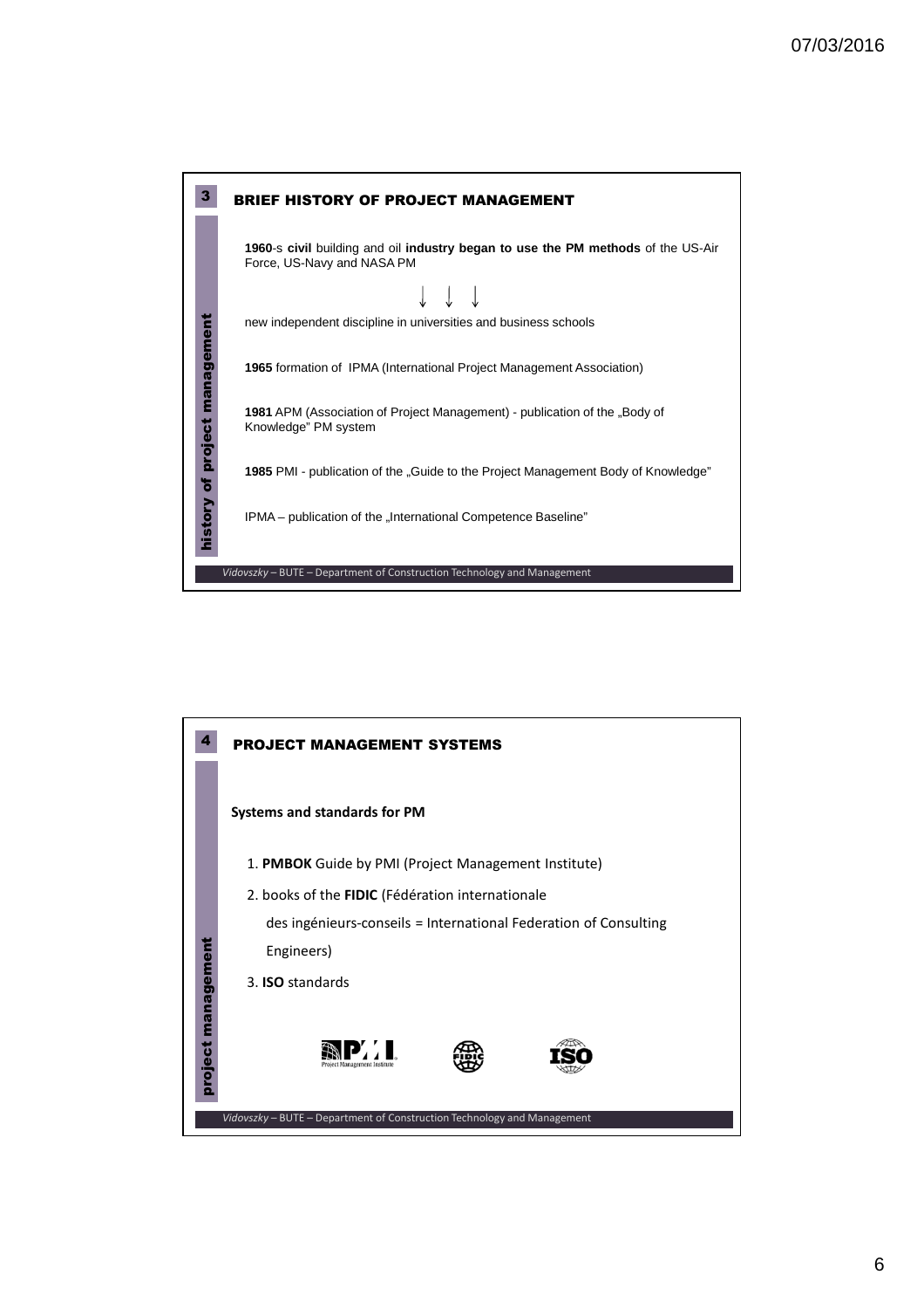## BRIEF HISTORY OF PROJECT MANAGEMENT

*history of project management*

**1960**-s **civil** building and oil **industry began to use the PM methods** of the US-Air Force, US-Navy and NASA PM

↓ ↓ ↓

new independent discipline in universities and business schools

**1965** formation of IPMA (International Project Management Association)

**1981** APM (Association of Project Management) - publication of the „Body of Knowledge" PM system

**1985** PMI - publication of the „Guide to the Project Management Body of Knowledge"

IPMA – publication of the „International Competence Baseline"

*Vidovszky* – BUTE – Department of Construction Technology and Management

## PROJECT MANAGEMENT SYSTEMS

*project management*

**Systems and standards for PM**

1. **PMBOK** Guide by PMI (Project Management Institute)
2. books of the **FIDIC** (Fédération internationale des ingénieurs-conseils = International Federation of Consulting Engineers)
3. **ISO** standards

*Vidovszky* – BUTE – Department of Construction Technology and Management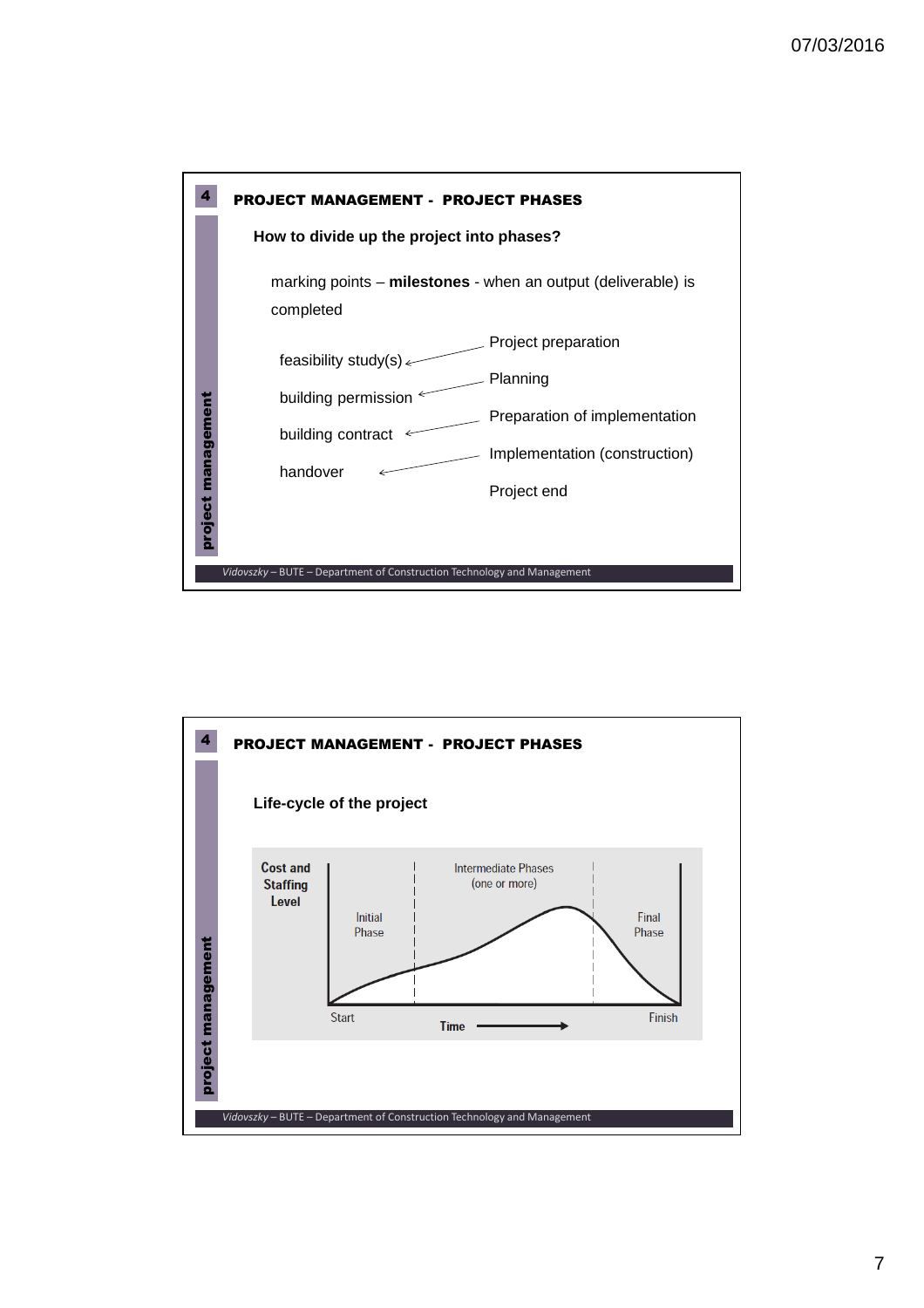## PROJECT MANAGEMENT - PROJECT PHASES

### How to divide up the project into phases?

marking points – **milestones** - when an output (deliverable) is completed

| Milestone | | Phase |
|---|---|---|
| | | Project preparation |
| feasibility study(s) | ← | |
| | | Planning |
| building permission | ← | |
| | | Preparation of implementation |
| building contract | ← | |
| | | Implementation (construction) |
| handover | ← | |
| | | Project end |

Vidovszky – BUTE – Department of Construction Technology and Management

## PROJECT MANAGEMENT - PROJECT PHASES

### Life-cycle of the project

Cost and Staffing Level

Initial Phase | Intermediate Phases (one or more) | Final Phase

Start — Time → — Finish

Vidovszky – BUTE – Department of Construction Technology and Management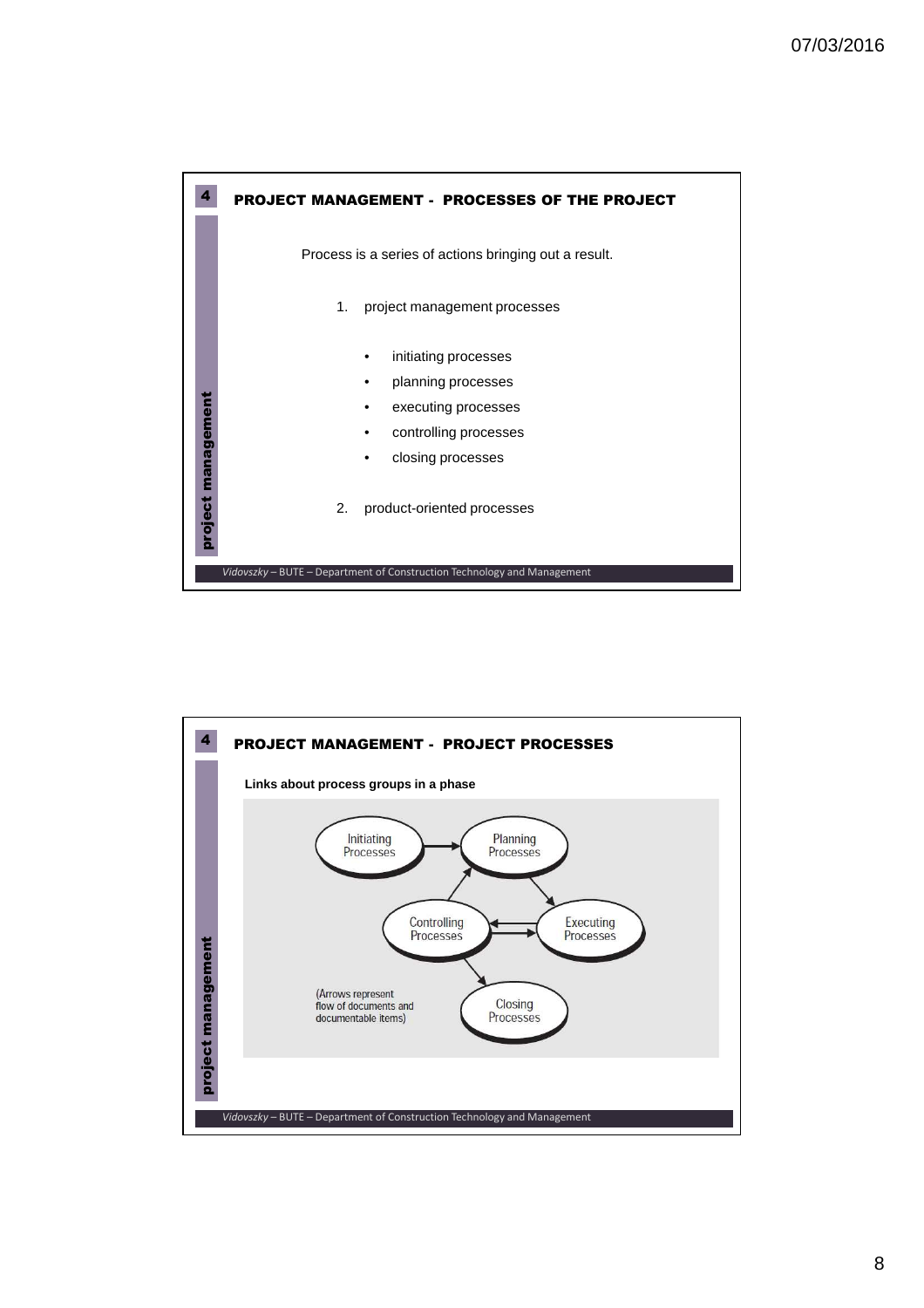## PROJECT MANAGEMENT - PROCESSES OF THE PROJECT

Process is a series of actions bringing out a result.

1. project management processes
   - initiating processes
   - planning processes
   - executing processes
   - controlling processes
   - closing processes
2. product-oriented processes

## PROJECT MANAGEMENT - PROJECT PROCESSES

**Links about process groups in a phase**

Initiating Processes → Planning Processes → Executing Processes ⇄ Controlling Processes → Planning Processes; Controlling Processes → Closing Processes

(Arrows represent flow of documents and documentable items)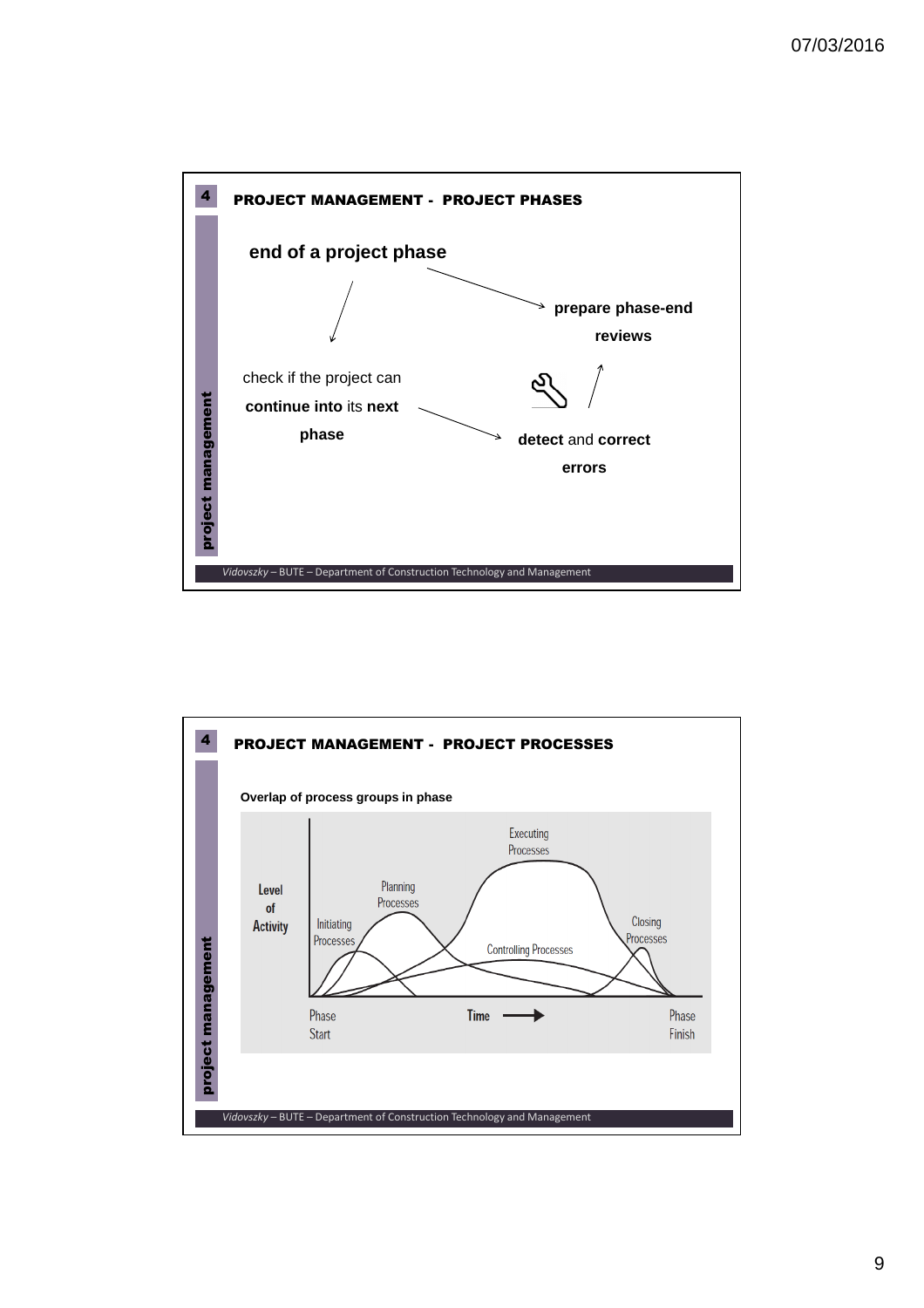## PROJECT MANAGEMENT - PROJECT PHASES

**end of a project phase**

check if the project can **continue into** its **next phase**

**prepare phase-end reviews**

**detect** and **correct errors**

*Vidovszky* – BUTE – Department of Construction Technology and Management

## PROJECT MANAGEMENT - PROJECT PROCESSES

**Overlap of process groups in phase**

Level of Activity

Initiating Processes

Planning Processes

Executing Processes

Controlling Processes

Closing Processes

Phase Start

Time

Phase Finish

*Vidovszky* – BUTE – Department of Construction Technology and Management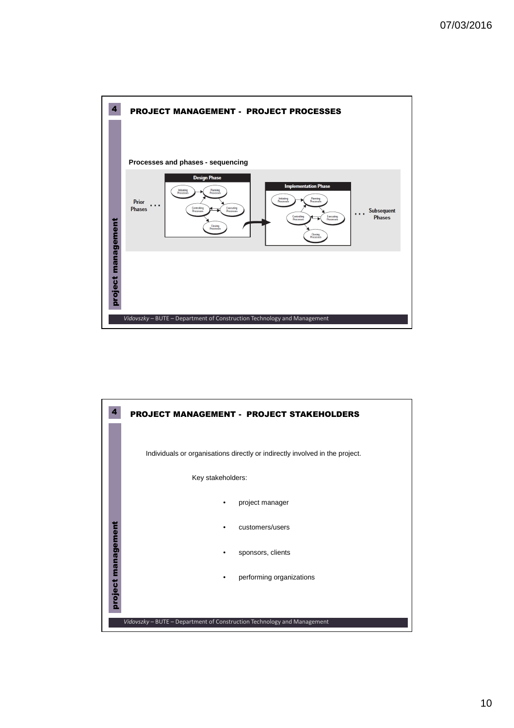## PROJECT MANAGEMENT - PROJECT PROCESSES

**Processes and phases - sequencing**

Prior Phases … 

**Design Phase**: Initiating Processes → Planning Processes → Executing Processes ↔ Controlling Processes → Closing Processes

**Implementation Phase**: Initiating Processes → Planning Processes → Executing Processes ↔ Controlling Processes → Closing Processes

… Subsequent Phases

## PROJECT MANAGEMENT - PROJECT STAKEHOLDERS

Individuals or organisations directly or indirectly involved in the project.

Key stakeholders:

- project manager
- customers/users
- sponsors, clients
- performing organizations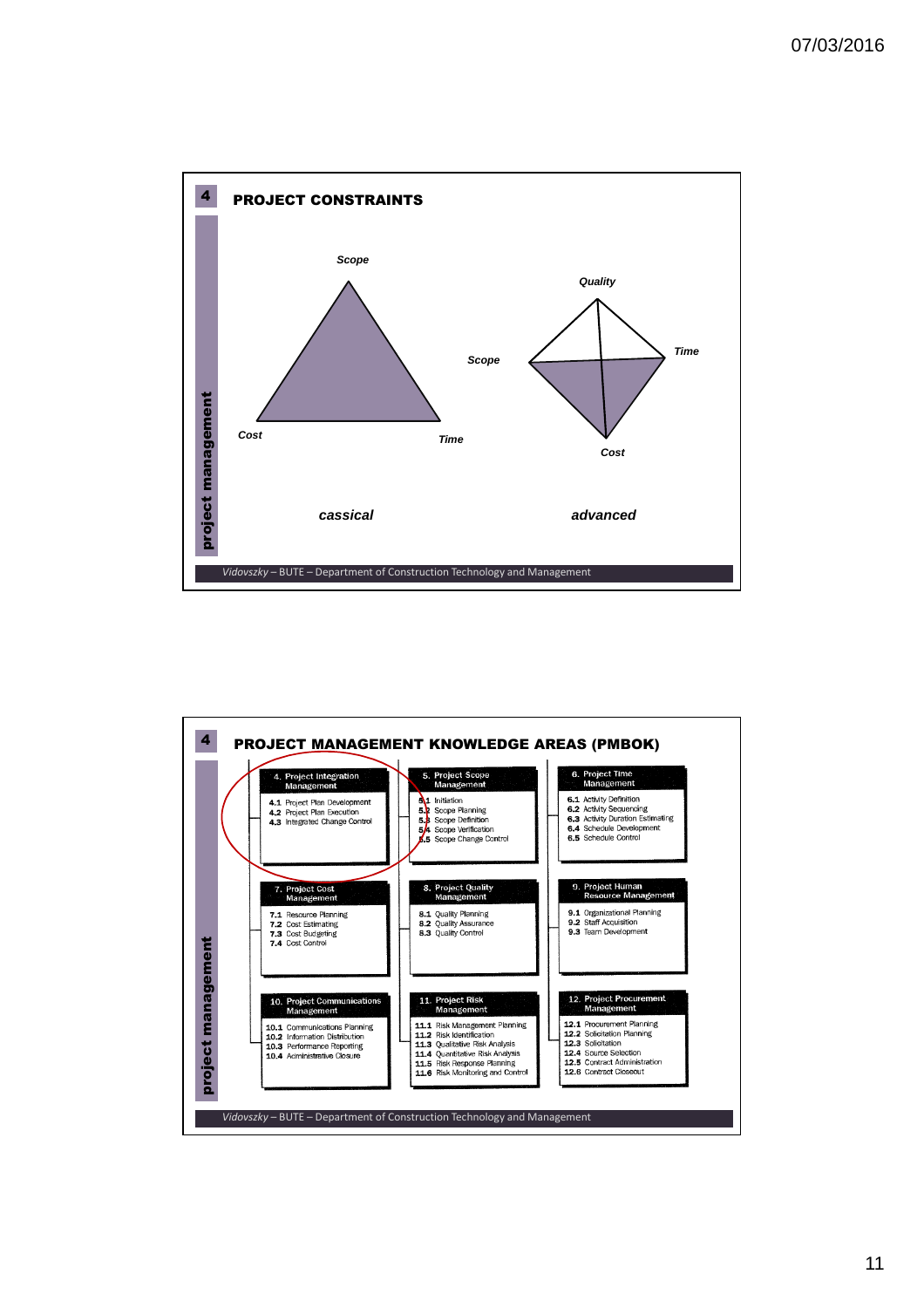## 4 PROJECT CONSTRAINTS

*Scope*

*Cost* — *Time*

*cassical*

*Quality* — *Scope* — *Time* — *Cost*

*advanced*

project management

*Vidovszky* – BUTE – Department of Construction Technology and Management

## 4 PROJECT MANAGEMENT KNOWLEDGE AREAS (PMBOK)

**4. Project Integration Management**
- 4.1 Project Plan Development
- 4.2 Project Plan Execution
- 4.3 Integrated Change Control

**5. Project Scope Management**
- 5.1 Initiation
- 5.2 Scope Planning
- 5.3 Scope Definition
- 5.4 Scope Verification
- 5.5 Scope Change Control

**6. Project Time Management**
- 6.1 Activity Definition
- 6.2 Activity Sequencing
- 6.3 Activity Duration Estimating
- 6.4 Schedule Development
- 6.5 Schedule Control

**7. Project Cost Management**
- 7.1 Resource Planning
- 7.2 Cost Estimating
- 7.3 Cost Budgeting
- 7.4 Cost Control

**8. Project Quality Management**
- 8.1 Quality Planning
- 8.2 Quality Assurance
- 8.3 Quality Control

**9. Project Human Resource Management**
- 9.1 Organizational Planning
- 9.2 Staff Acquisition
- 9.3 Team Development

**10. Project Communications Management**
- 10.1 Communications Planning
- 10.2 Information Distribution
- 10.3 Performance Reporting
- 10.4 Administrative Closure

**11. Project Risk Management**
- 11.1 Risk Management Planning
- 11.2 Risk Identification
- 11.3 Qualitative Risk Analysis
- 11.4 Quantitative Risk Analysis
- 11.5 Risk Response Planning
- 11.6 Risk Monitoring and Control

**12. Project Procurement Management**
- 12.1 Procurement Planning
- 12.2 Solicitation Planning
- 12.3 Solicitation
- 12.4 Source Selection
- 12.5 Contract Administration
- 12.6 Contract Closeout

project management

*Vidovszky* – BUTE – Department of Construction Technology and Management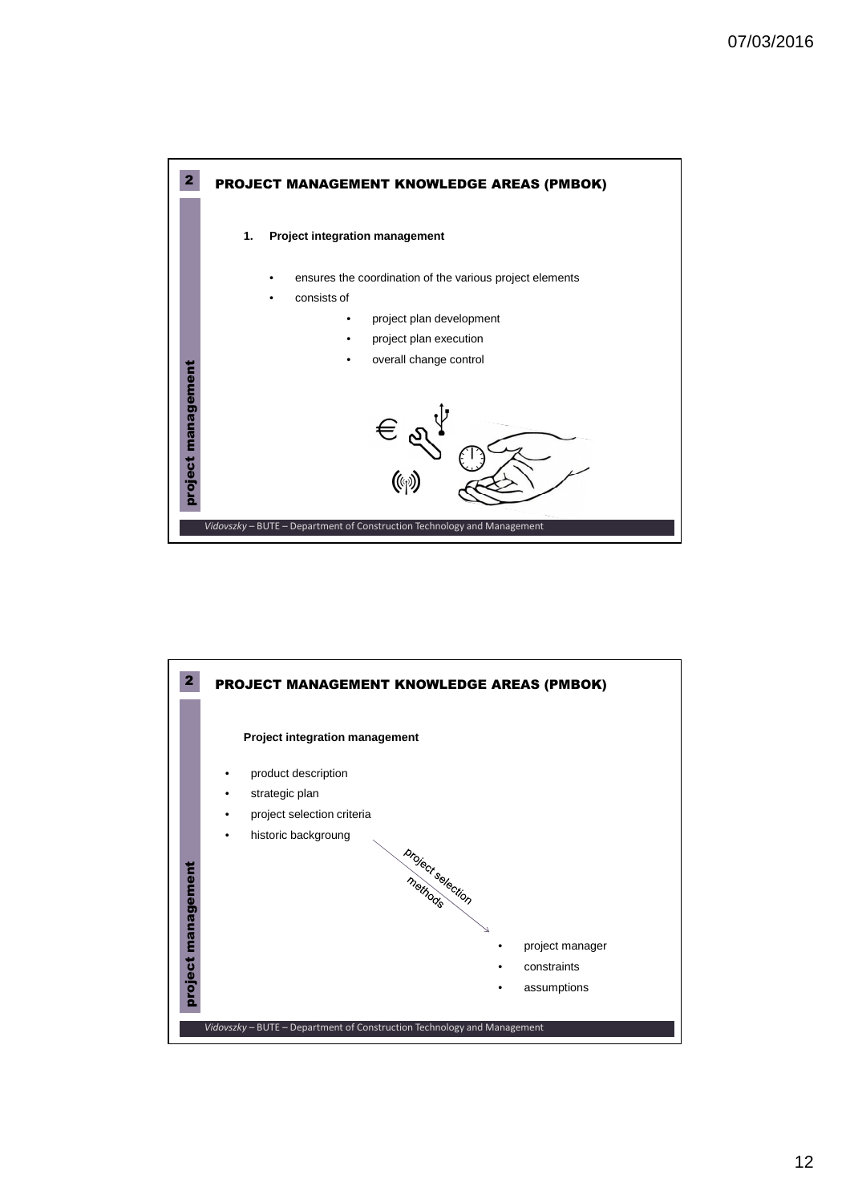## PROJECT MANAGEMENT KNOWLEDGE AREAS (PMBOK)

1. **Project integration management**

   - ensures the coordination of the various project elements
   - consists of
     - project plan development
     - project plan execution
     - overall change control

*Vidovszky* – BUTE – Department of Construction Technology and Management

## PROJECT MANAGEMENT KNOWLEDGE AREAS (PMBOK)

**Project integration management**

- product description
- strategic plan
- project selection criteria
- historic backgroung

project selection methods →

- project manager
- constraints
- assumptions

*Vidovszky* – BUTE – Department of Construction Technology and Management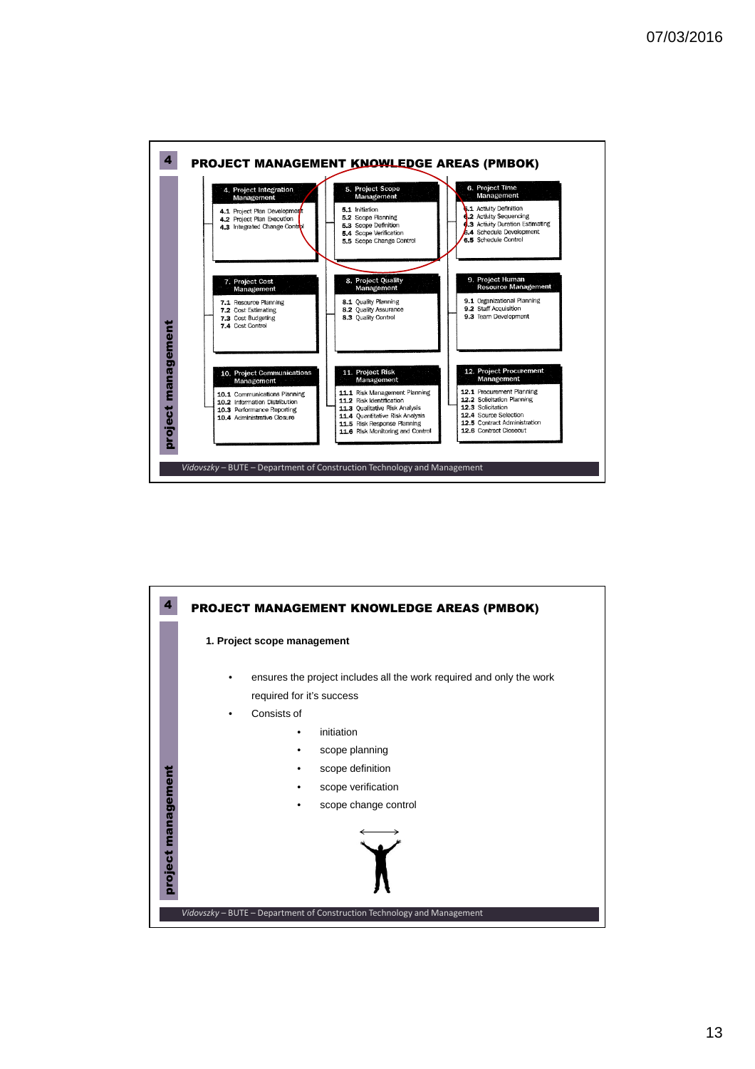## PROJECT MANAGEMENT KNOWLEDGE AREAS (PMBOK)

**4. Project Integration Management**
- 4.1 Project Plan Development
- 4.2 Project Plan Execution
- 4.3 Integrated Change Control

**5. Project Scope Management**
- 5.1 Initiation
- 5.2 Scope Planning
- 5.3 Scope Definition
- 5.4 Scope Verification
- 5.5 Scope Change Control

**6. Project Time Management**
- 6.1 Activity Definition
- 6.2 Activity Sequencing
- 6.3 Activity Duration Estimating
- 6.4 Schedule Development
- 6.5 Schedule Control

**7. Project Cost Management**
- 7.1 Resource Planning
- 7.2 Cost Estimating
- 7.3 Cost Budgeting
- 7.4 Cost Control

**8. Project Quality Management**
- 8.1 Quality Planning
- 8.2 Quality Assurance
- 8.3 Quality Control

**9. Project Human Resource Management**
- 9.1 Organizational Planning
- 9.2 Staff Acquisition
- 9.3 Team Development

**10. Project Communications Management**
- 10.1 Communications Planning
- 10.2 Information Distribution
- 10.3 Performance Reporting
- 10.4 Administrative Closure

**11. Project Risk Management**
- 11.1 Risk Management Planning
- 11.2 Risk Identification
- 11.3 Qualitative Risk Analysis
- 11.4 Quantitative Risk Analysis
- 11.5 Risk Response Planning
- 11.6 Risk Monitoring and Control

**12. Project Procurement Management**
- 12.1 Procurement Planning
- 12.2 Solicitation Planning
- 12.3 Solicitation
- 12.4 Source Selection
- 12.5 Contract Administration
- 12.6 Contract Closeout

## PROJECT MANAGEMENT KNOWLEDGE AREAS (PMBOK)

**1. Project scope management**

- ensures the project includes all the work required and only the work required for it's success
- Consists of
  - initiation
  - scope planning
  - scope definition
  - scope verification
  - scope change control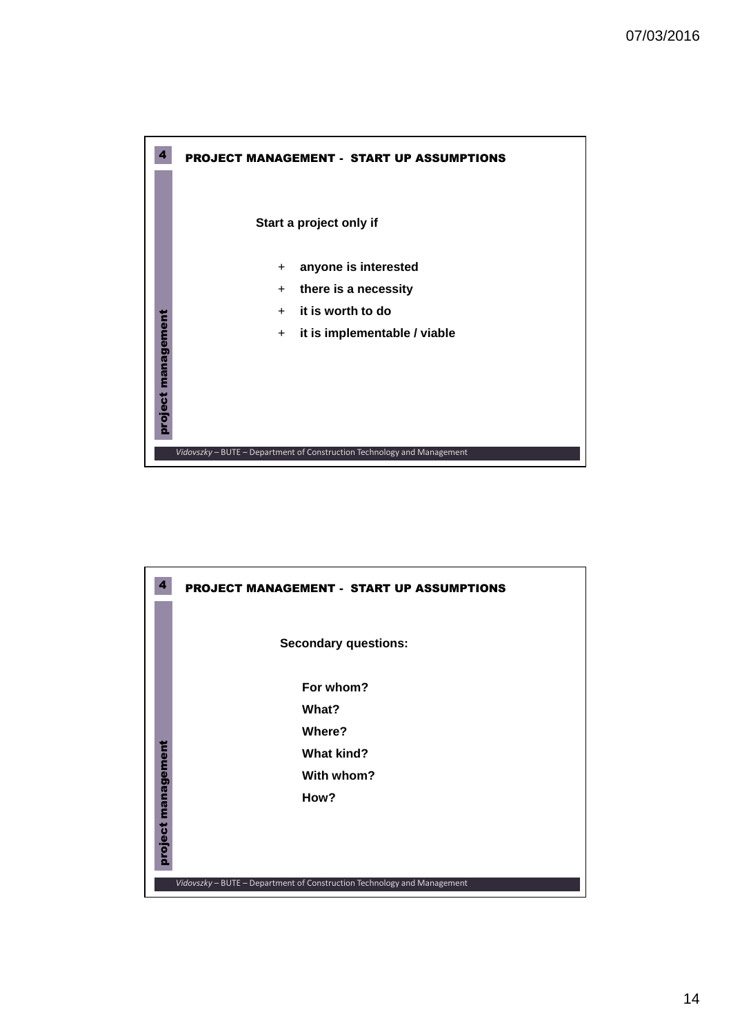## PROJECT MANAGEMENT - START UP ASSUMPTIONS

**Start a project only if**

- **anyone is interested**
- **there is a necessity**
- **it is worth to do**
- **it is implementable / viable**

*Vidovszky* – BUTE – Department of Construction Technology and Management

## PROJECT MANAGEMENT - START UP ASSUMPTIONS

**Secondary questions:**

**For whom?**
**What?**
**Where?**
**What kind?**
**With whom?**
**How?**

*Vidovszky* – BUTE – Department of Construction Technology and Management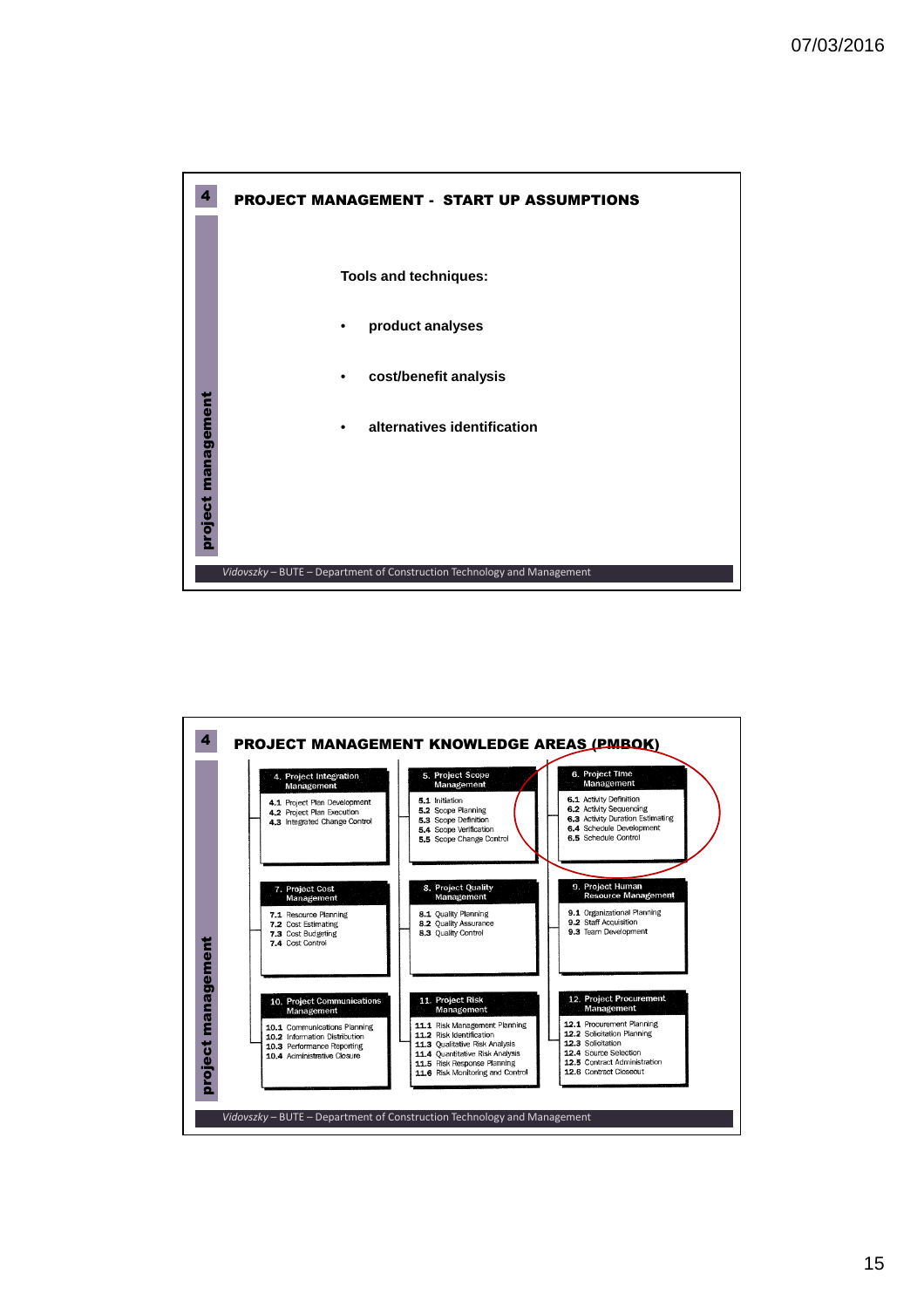## PROJECT MANAGEMENT - START UP ASSUMPTIONS

**Tools and techniques:**

- **product analyses**
- **cost/benefit analysis**
- **alternatives identification**

*Vidovszky* – BUTE – Department of Construction Technology and Management

## PROJECT MANAGEMENT KNOWLEDGE AREAS (PMBOK)

**4. Project Integration Management**
- 4.1 Project Plan Development
- 4.2 Project Plan Execution
- 4.3 Integrated Change Control

**5. Project Scope Management**
- 5.1 Initiation
- 5.2 Scope Planning
- 5.3 Scope Definition
- 5.4 Scope Verification
- 5.5 Scope Change Control

**6. Project Time Management**
- 6.1 Activity Definition
- 6.2 Activity Sequencing
- 6.3 Activity Duration Estimating
- 6.4 Schedule Development
- 6.5 Schedule Control

**7. Project Cost Management**
- 7.1 Resource Planning
- 7.2 Cost Estimating
- 7.3 Cost Budgeting
- 7.4 Cost Control

**8. Project Quality Management**
- 8.1 Quality Planning
- 8.2 Quality Assurance
- 8.3 Quality Control

**9. Project Human Resource Management**
- 9.1 Organizational Planning
- 9.2 Staff Acquisition
- 9.3 Team Development

**10. Project Communications Management**
- 10.1 Communications Planning
- 10.2 Information Distribution
- 10.3 Performance Reporting
- 10.4 Administrative Closure

**11. Project Risk Management**
- 11.1 Risk Management Planning
- 11.2 Risk Identification
- 11.3 Qualitative Risk Analysis
- 11.4 Quantitative Risk Analysis
- 11.5 Risk Response Planning
- 11.6 Risk Monitoring and Control

**12. Project Procurement Management**
- 12.1 Procurement Planning
- 12.2 Solicitation Planning
- 12.3 Solicitation
- 12.4 Source Selection
- 12.5 Contract Administration
- 12.6 Contract Closeout

*Vidovszky* – BUTE – Department of Construction Technology and Management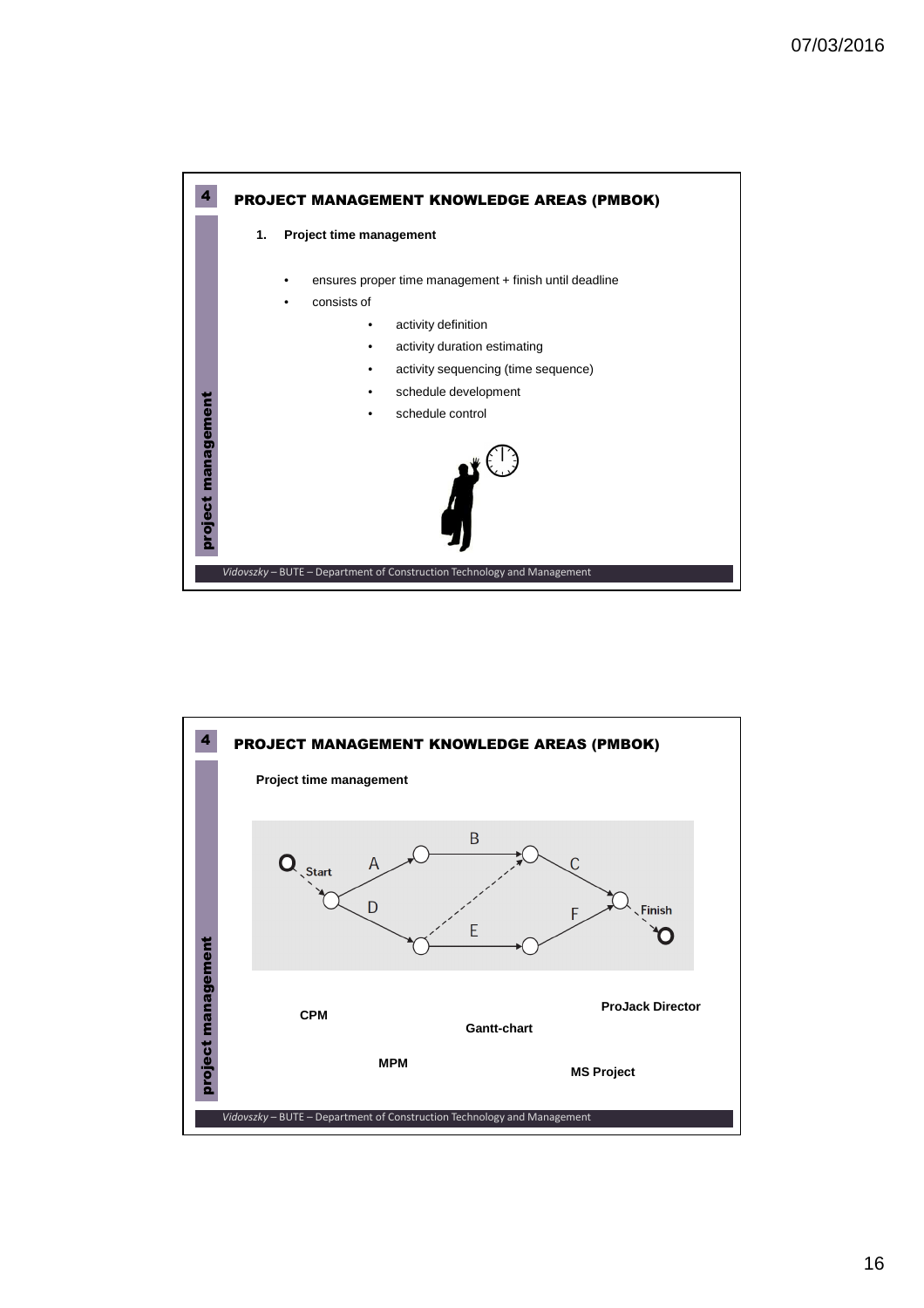## PROJECT MANAGEMENT KNOWLEDGE AREAS (PMBOK)

1. **Project time management**

- ensures proper time management + finish until deadline
- consists of
  - activity definition
  - activity duration estimating
  - activity sequencing (time sequence)
  - schedule development
  - schedule control

*Vidovszky* – BUTE – Department of Construction Technology and Management

## PROJECT MANAGEMENT KNOWLEDGE AREAS (PMBOK)

**Project time management**

Start, A, B, C, D, E, F, Finish

**CPM**

**MPM**

**Gantt-chart**

**ProJack Director**

**MS Project**

*Vidovszky* – BUTE – Department of Construction Technology and Management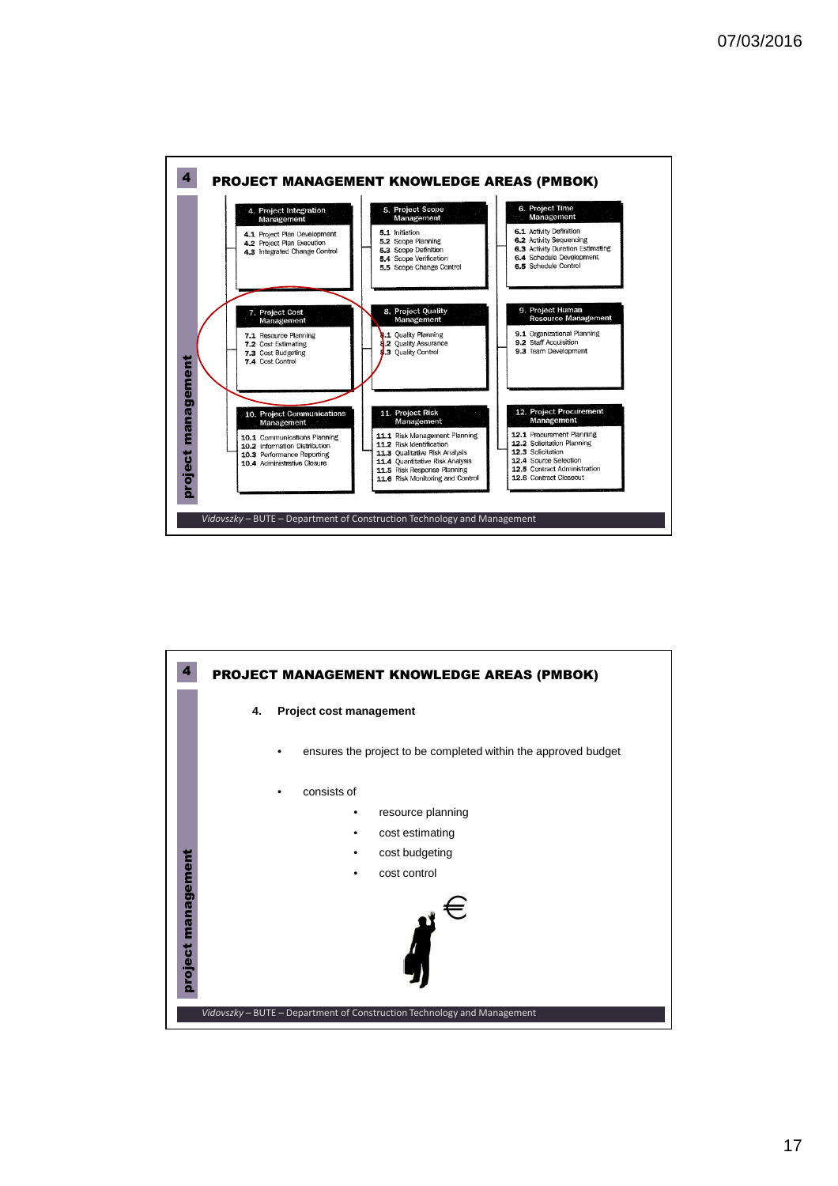## PROJECT MANAGEMENT KNOWLEDGE AREAS (PMBOK)

**4. Project Integration Management**
- 4.1 Project Plan Development
- 4.2 Project Plan Execution
- 4.3 Integrated Change Control

**5. Project Scope Management**
- 5.1 Initiation
- 5.2 Scope Planning
- 5.3 Scope Definition
- 5.4 Scope Verification
- 5.5 Scope Change Control

**6. Project Time Management**
- 6.1 Activity Definition
- 6.2 Activity Sequencing
- 6.3 Activity Duration Estimating
- 6.4 Schedule Development
- 6.5 Schedule Control

**7. Project Cost Management**
- 7.1 Resource Planning
- 7.2 Cost Estimating
- 7.3 Cost Budgeting
- 7.4 Cost Control

**8. Project Quality Management**
- 8.1 Quality Planning
- 8.2 Quality Assurance
- 8.3 Quality Control

**9. Project Human Resource Management**
- 9.1 Organizational Planning
- 9.2 Staff Acquisition
- 9.3 Team Development

**10. Project Communications Management**
- 10.1 Communications Planning
- 10.2 Information Distribution
- 10.3 Performance Reporting
- 10.4 Administrative Closure

**11. Project Risk Management**
- 11.1 Risk Management Planning
- 11.2 Risk Identification
- 11.3 Qualitative Risk Analysis
- 11.4 Quantitative Risk Analysis
- 11.5 Risk Response Planning
- 11.6 Risk Monitoring and Control

**12. Project Procurement Management**
- 12.1 Procurement Planning
- 12.2 Solicitation Planning
- 12.3 Solicitation
- 12.4 Source Selection
- 12.5 Contract Administration
- 12.6 Contract Closeout

*Vidovszky* – BUTE – Department of Construction Technology and Management

## PROJECT MANAGEMENT KNOWLEDGE AREAS (PMBOK)

**4. Project cost management**

- ensures the project to be completed within the approved budget
- consists of
  - resource planning
  - cost estimating
  - cost budgeting
  - cost control

*Vidovszky* – BUTE – Department of Construction Technology and Management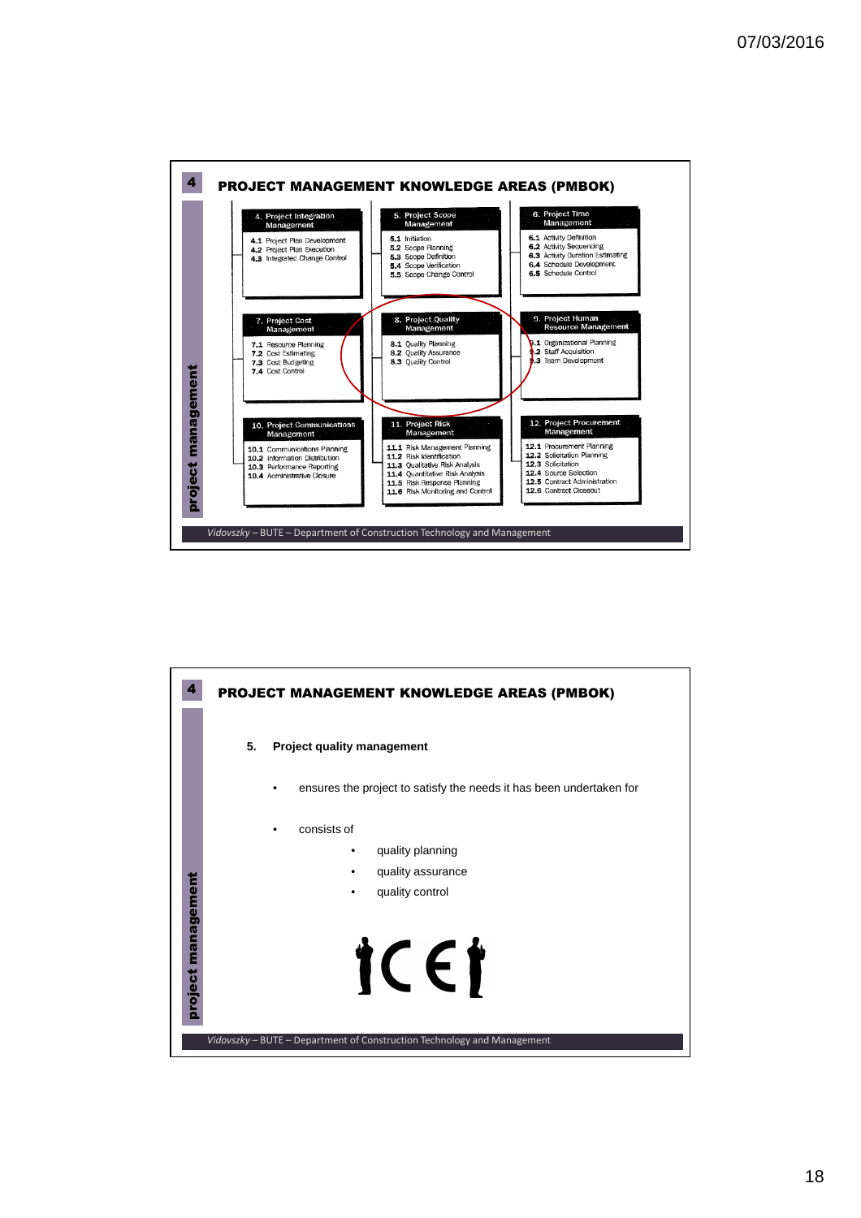## 4 PROJECT MANAGEMENT KNOWLEDGE AREAS (PMBOK)

**4. Project Integration Management**
- 4.1 Project Plan Development
- 4.2 Project Plan Execution
- 4.3 Integrated Change Control

**5. Project Scope Management**
- 5.1 Initiation
- 5.2 Scope Planning
- 5.3 Scope Definition
- 5.4 Scope Verification
- 5.5 Scope Change Control

**6. Project Time Management**
- 6.1 Activity Definition
- 6.2 Activity Sequencing
- 6.3 Activity Duration Estimating
- 6.4 Schedule Development
- 6.5 Schedule Control

**7. Project Cost Management**
- 7.1 Resource Planning
- 7.2 Cost Estimating
- 7.3 Cost Budgeting
- 7.4 Cost Control

**8. Project Quality Management**
- 8.1 Quality Planning
- 8.2 Quality Assurance
- 8.3 Quality Control

**9. Project Human Resource Management**
- 9.1 Organizational Planning
- 9.2 Staff Acquisition
- 9.3 Team Development

**10. Project Communications Management**
- 10.1 Communications Planning
- 10.2 Information Distribution
- 10.3 Performance Reporting
- 10.4 Administrative Closure

**11. Project Risk Management**
- 11.1 Risk Management Planning
- 11.2 Risk Identification
- 11.3 Qualitative Risk Analysis
- 11.4 Quantitative Risk Analysis
- 11.5 Risk Response Planning
- 11.6 Risk Monitoring and Control

**12. Project Procurement Management**
- 12.1 Procurement Planning
- 12.2 Solicitation Planning
- 12.3 Solicitation
- 12.4 Source Selection
- 12.5 Contract Administration
- 12.6 Contract Closeout

## 4 PROJECT MANAGEMENT KNOWLEDGE AREAS (PMBOK)

**5. Project quality management**

- ensures the project to satisfy the needs it has been undertaken for
- consists of
  - quality planning
  - quality assurance
  - quality control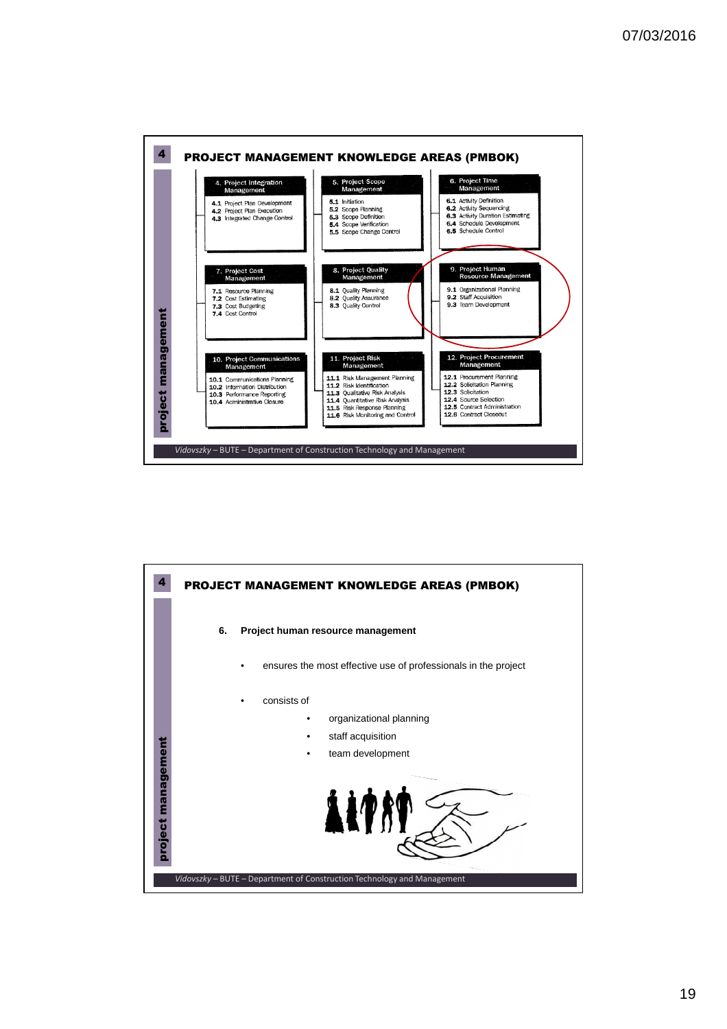## PROJECT MANAGEMENT KNOWLEDGE AREAS (PMBOK)

**4. Project Integration Management**
- 4.1 Project Plan Development
- 4.2 Project Plan Execution
- 4.3 Integrated Change Control

**5. Project Scope Management**
- 5.1 Initiation
- 5.2 Scope Planning
- 5.3 Scope Definition
- 5.4 Scope Verification
- 5.5 Scope Change Control

**6. Project Time Management**
- 6.1 Activity Definition
- 6.2 Activity Sequencing
- 6.3 Activity Duration Estimating
- 6.4 Schedule Development
- 6.5 Schedule Control

**7. Project Cost Management**
- 7.1 Resource Planning
- 7.2 Cost Estimating
- 7.3 Cost Budgeting
- 7.4 Cost Control

**8. Project Quality Management**
- 8.1 Quality Planning
- 8.2 Quality Assurance
- 8.3 Quality Control

**9. Project Human Resource Management**
- 9.1 Organizational Planning
- 9.2 Staff Acquisition
- 9.3 Team Development

**10. Project Communications Management**
- 10.1 Communications Planning
- 10.2 Information Distribution
- 10.3 Performance Reporting
- 10.4 Administrative Closure

**11. Project Risk Management**
- 11.1 Risk Management Planning
- 11.2 Risk Identification
- 11.3 Qualitative Risk Analysis
- 11.4 Quantitative Risk Analysis
- 11.5 Risk Response Planning
- 11.6 Risk Monitoring and Control

**12. Project Procurement Management**
- 12.1 Procurement Planning
- 12.2 Solicitation Planning
- 12.3 Solicitation
- 12.4 Source Selection
- 12.5 Contract Administration
- 12.6 Contract Closeout

## PROJECT MANAGEMENT KNOWLEDGE AREAS (PMBOK)

**6. Project human resource management**

- ensures the most effective use of professionals in the project
- consists of
  - organizational planning
  - staff acquisition
  - team development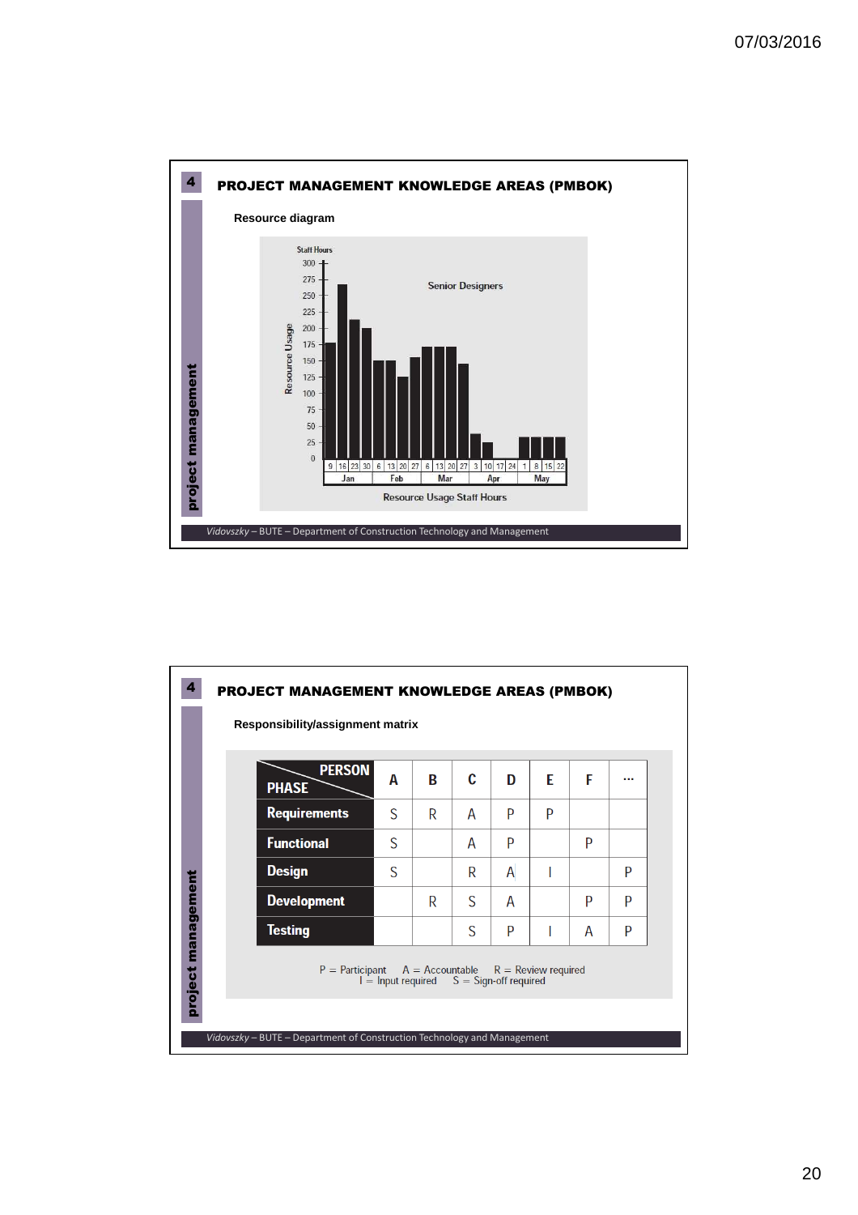**4**

## PROJECT MANAGEMENT KNOWLEDGE AREAS (PMBOK)

### Resource diagram

Staff Hours

Senior Designers

Resource Usage

Resource Usage Staff Hours

project management

*Vidovszky* – BUTE – Department of Construction Technology and Management

**4**

## PROJECT MANAGEMENT KNOWLEDGE AREAS (PMBOK)

### Responsibility/assignment matrix

| PHASE \ PERSON | A | B | C | D | E | F | ... |
|---|---|---|---|---|---|---|---|
| **Requirements** | S | R | A | P | P | | |
| **Functional** | S | | A | P | | P | |
| **Design** | S | | R | A | I | | P |
| **Development** | | R | S | A | | P | P |
| **Testing** | | | S | P | I | A | P |

P = Participant  A = Accountable  R = Review required
I = Input required  S = Sign-off required

project management

*Vidovszky* – BUTE – Department of Construction Technology and Management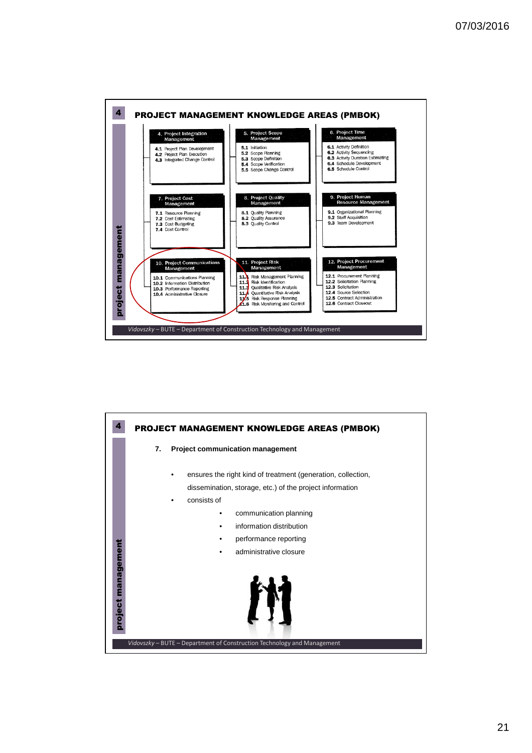## PROJECT MANAGEMENT KNOWLEDGE AREAS (PMBOK)

| 4. Project Integration Management | 5. Project Scope Management | 6. Project Time Management |
|---|---|---|
| 4.1 Project Plan Development<br>4.2 Project Plan Execution<br>4.3 Integrated Change Control | 5.1 Initiation<br>5.2 Scope Planning<br>5.3 Scope Definition<br>5.4 Scope Verification<br>5.5 Scope Change Control | 6.1 Activity Definition<br>6.2 Activity Sequencing<br>6.3 Activity Duration Estimating<br>6.4 Schedule Development<br>6.5 Schedule Control |

| 7. Project Cost Management | 8. Project Quality Management | 9. Project Human Resource Management |
|---|---|---|
| 7.1 Resource Planning<br>7.2 Cost Estimating<br>7.3 Cost Budgeting<br>7.4 Cost Control | 8.1 Quality Planning<br>8.2 Quality Assurance<br>8.3 Quality Control | 9.1 Organizational Planning<br>9.2 Staff Acquisition<br>9.3 Team Development |

| 10. Project Communications Management | 11. Project Risk Management | 12. Project Procurement Management |
|---|---|---|
| 10.1 Communications Planning<br>10.2 Information Distribution<br>10.3 Performance Reporting<br>10.4 Administrative Closure | 11.1 Risk Management Planning<br>11.2 Risk Identification<br>11.3 Qualitative Risk Analysis<br>11.4 Quantitative Risk Analysis<br>11.5 Risk Response Planning<br>11.6 Risk Monitoring and Control | 12.1 Procurement Planning<br>12.2 Solicitation Planning<br>12.3 Solicitation<br>12.4 Source Selection<br>12.5 Contract Administration<br>12.6 Contract Closeout |

## PROJECT MANAGEMENT KNOWLEDGE AREAS (PMBOK)

7. **Project communication management**

- ensures the right kind of treatment (generation, collection, dissemination, storage, etc.) of the project information
- consists of
  - communication planning
  - information distribution
  - performance reporting
  - administrative closure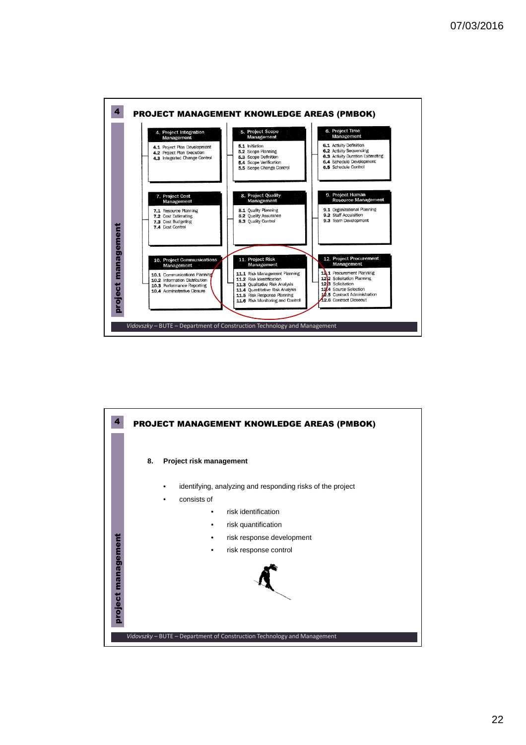## PROJECT MANAGEMENT KNOWLEDGE AREAS (PMBOK)

**4. Project Integration Management**
- 4.1 Project Plan Development
- 4.2 Project Plan Execution
- 4.3 Integrated Change Control

**5. Project Scope Management**
- 5.1 Initiation
- 5.2 Scope Planning
- 5.3 Scope Definition
- 5.4 Scope Verification
- 5.5 Scope Change Control

**6. Project Time Management**
- 6.1 Activity Definition
- 6.2 Activity Sequencing
- 6.3 Activity Duration Estimating
- 6.4 Schedule Development
- 6.5 Schedule Control

**7. Project Cost Management**
- 7.1 Resource Planning
- 7.2 Cost Estimating
- 7.3 Cost Budgeting
- 7.4 Cost Control

**8. Project Quality Management**
- 8.1 Quality Planning
- 8.2 Quality Assurance
- 8.3 Quality Control

**9. Project Human Resource Management**
- 9.1 Organizational Planning
- 9.2 Staff Acquisition
- 9.3 Team Development

**10. Project Communications Management**
- 10.1 Communications Planning
- 10.2 Information Distribution
- 10.3 Performance Reporting
- 10.4 Administrative Closure

**11. Project Risk Management**
- 11.1 Risk Management Planning
- 11.2 Risk Identification
- 11.3 Qualitative Risk Analysis
- 11.4 Quantitative Risk Analysis
- 11.5 Risk Response Planning
- 11.6 Risk Monitoring and Control

**12. Project Procurement Management**
- 12.1 Procurement Planning
- 12.2 Solicitation Planning
- 12.3 Solicitation
- 12.4 Source Selection
- 12.5 Contract Administration
- 12.6 Contract Closeout

*Vidovszky* – BUTE – Department of Construction Technology and Management

## PROJECT MANAGEMENT KNOWLEDGE AREAS (PMBOK)

**8. Project risk management**

- identifying, analyzing and responding risks of the project
- consists of
  - risk identification
  - risk quantification
  - risk response development
  - risk response control

*Vidovszky* – BUTE – Department of Construction Technology and Management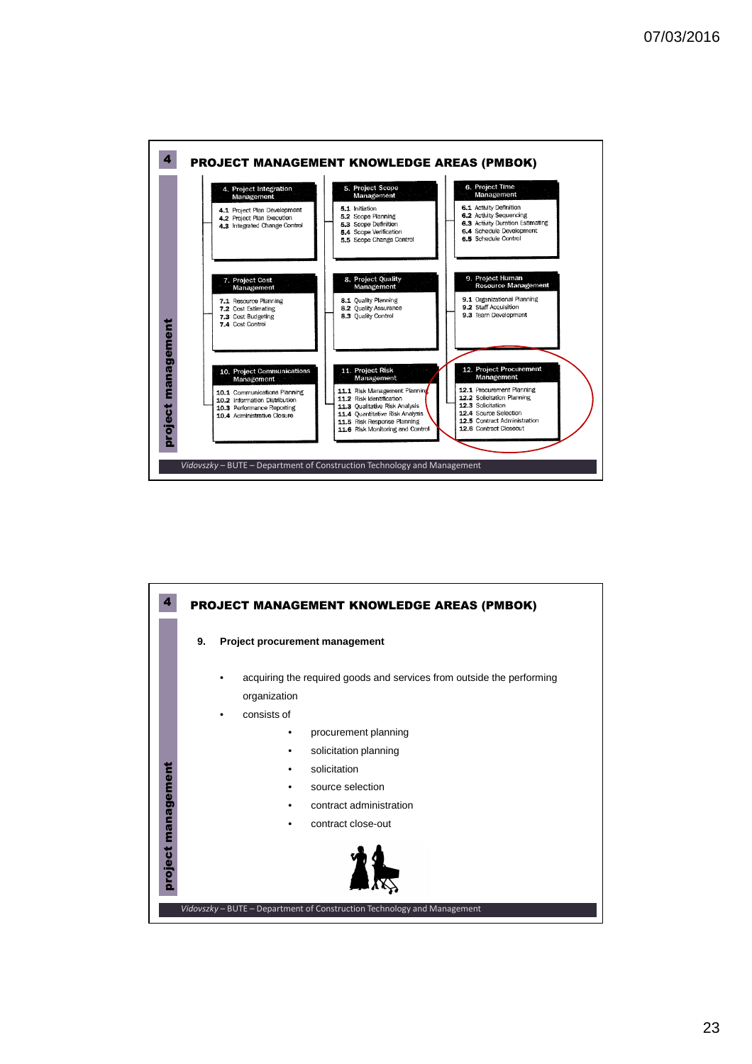## PROJECT MANAGEMENT KNOWLEDGE AREAS (PMBOK)

**4. Project Integration Management**
- 4.1 Project Plan Development
- 4.2 Project Plan Execution
- 4.3 Integrated Change Control

**5. Project Scope Management**
- 5.1 Initiation
- 5.2 Scope Planning
- 5.3 Scope Definition
- 5.4 Scope Verification
- 5.5 Scope Change Control

**6. Project Time Management**
- 6.1 Activity Definition
- 6.2 Activity Sequencing
- 6.3 Activity Duration Estimating
- 6.4 Schedule Development
- 6.5 Schedule Control

**7. Project Cost Management**
- 7.1 Resource Planning
- 7.2 Cost Estimating
- 7.3 Cost Budgeting
- 7.4 Cost Control

**8. Project Quality Management**
- 8.1 Quality Planning
- 8.2 Quality Assurance
- 8.3 Quality Control

**9. Project Human Resource Management**
- 9.1 Organizational Planning
- 9.2 Staff Acquisition
- 9.3 Team Development

**10. Project Communications Management**
- 10.1 Communications Planning
- 10.2 Information Distribution
- 10.3 Performance Reporting
- 10.4 Administrative Closure

**11. Project Risk Management**
- 11.1 Risk Management Planning
- 11.2 Risk Identification
- 11.3 Qualitative Risk Analysis
- 11.4 Quantitative Risk Analysis
- 11.5 Risk Response Planning
- 11.6 Risk Monitoring and Control

**12. Project Procurement Management**
- 12.1 Procurement Planning
- 12.2 Solicitation Planning
- 12.3 Solicitation
- 12.4 Source Selection
- 12.5 Contract Administration
- 12.6 Contract Closeout

## PROJECT MANAGEMENT KNOWLEDGE AREAS (PMBOK)

**9. Project procurement management**

- acquiring the required goods and services from outside the performing organization
- consists of
  - procurement planning
  - solicitation planning
  - solicitation
  - source selection
  - contract administration
  - contract close-out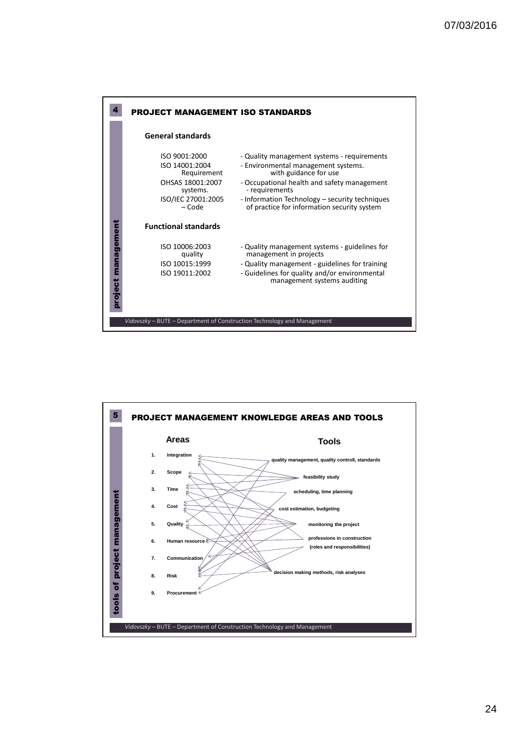## 4 PROJECT MANAGEMENT ISO STANDARDS

*project management*

**General standards**

| | |
|---|---|
| ISO 9001:2000 | - Quality management systems - requirements |
| ISO 14001:2004 | - Environmental management systems. Requirement with guidance for use |
| OHSAS 18001:2007 | - Occupational health and safety management systems. - requirements |
| ISO/IEC 27001:2005 | - Information Technology – security techniques – Code of practice for information security system |

**Functional standards**

| | |
|---|---|
| ISO 10006:2003 | - Quality management systems - guidelines for quality management in projects |
| ISO 10015:1999 | - Quality management - guidelines for training |
| ISO 19011:2002 | - Guidelines for quality and/or environmental management systems auditing |

*Vidovszky* – BUTE – Department of Construction Technology and Management

## 5 PROJECT MANAGEMENT KNOWLEDGE AREAS AND TOOLS

*tools of project management*

**Areas**

1. Integration
2. Scope
3. Time
4. Cost
5. Quality
6. Human resource
7. Communication
8. Risk
9. Procurement

**Tools**

- quality management, quality controll, standards
- feasibility study
- scheduling, time planning
- cost estimation, budgeting
- monitoring the project
- professions in construction (roles and responsibilities)
- decision making methods, risk analyses

*Vidovszky* – BUTE – Department of Construction Technology and Management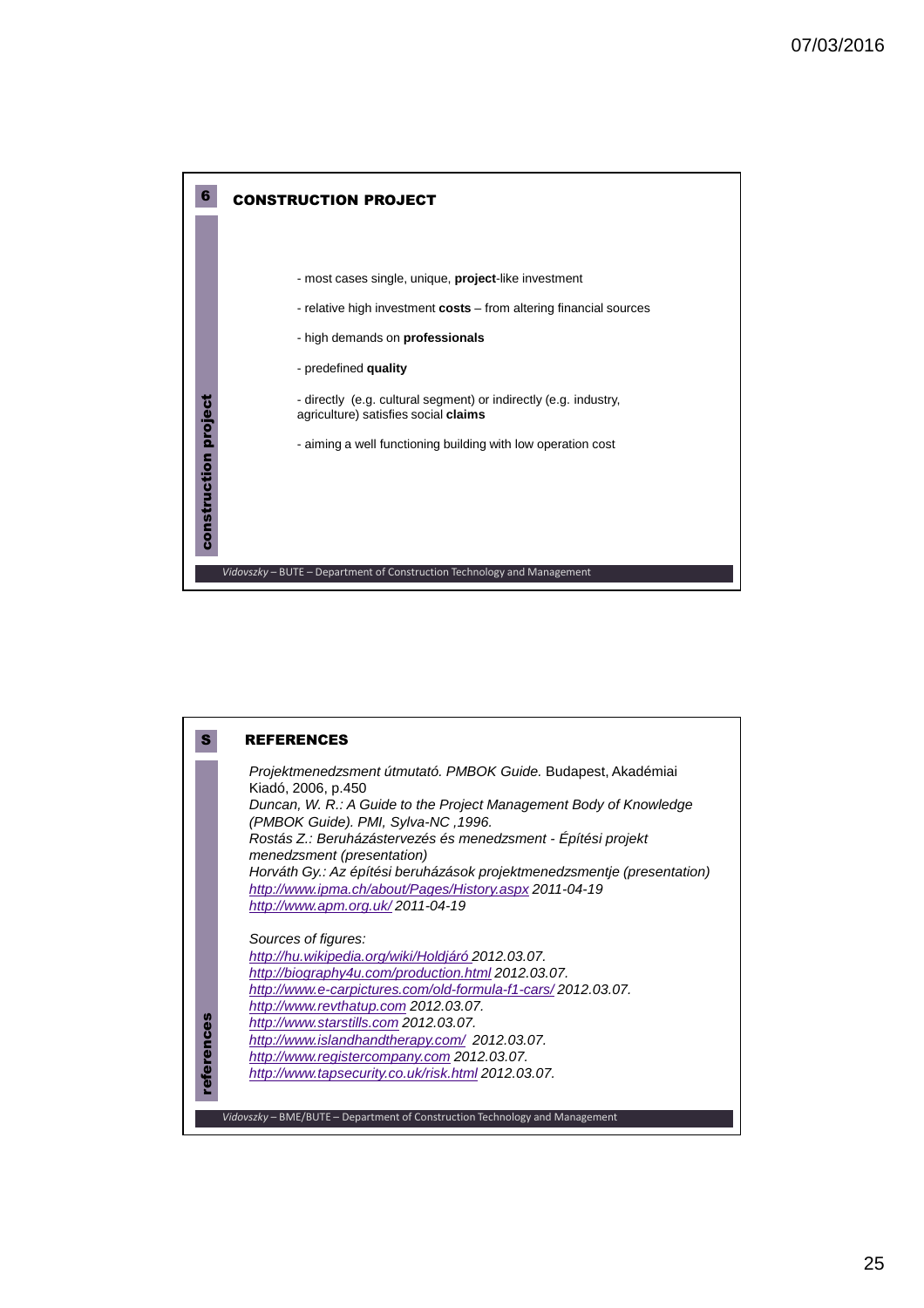## 6 CONSTRUCTION PROJECT

- most cases single, unique, **project**-like investment
- relative high investment **costs** – from altering financial sources
- high demands on **professionals**
- predefined **quality**
- directly (e.g. cultural segment) or indirectly (e.g. industry, agriculture) satisfies social **claims**
- aiming a well functioning building with low operation cost

construction project

*Vidovszky* – BUTE – Department of Construction Technology and Management

## S REFERENCES

*Projektmenedzsment útmutató. PMBOK Guide.* Budapest, Akadémiai Kiadó, 2006, p.450

*Duncan, W. R.: A Guide to the Project Management Body of Knowledge (PMBOK Guide). PMI, Sylva-NC ,1996.*

*Rostás Z.: Beruházástervezés és menedzsment - Építési projekt menedzsment (presentation)*

*Horváth Gy.: Az építési beruházások projektmenedzsmentje (presentation)*

*http://www.ipma.ch/about/Pages/History.aspx 2011-04-19*

*http://www.apm.org.uk/ 2011-04-19*

*Sources of figures:*

*http://hu.wikipedia.org/wiki/Holdjáró 2012.03.07.*

*http://biography4u.com/production.html 2012.03.07.*

*http://www.e-carpictures.com/old-formula-f1-cars/ 2012.03.07.*

*http://www.revthatup.com 2012.03.07.*

*http://www.starstills.com 2012.03.07.*

*http://www.islandhandtherapy.com/ 2012.03.07.*

*http://www.registercompany.com 2012.03.07.*

*http://www.tapsecurity.co.uk/risk.html 2012.03.07.*

references

*Vidovszky* – BME/BUTE – Department of Construction Technology and Management